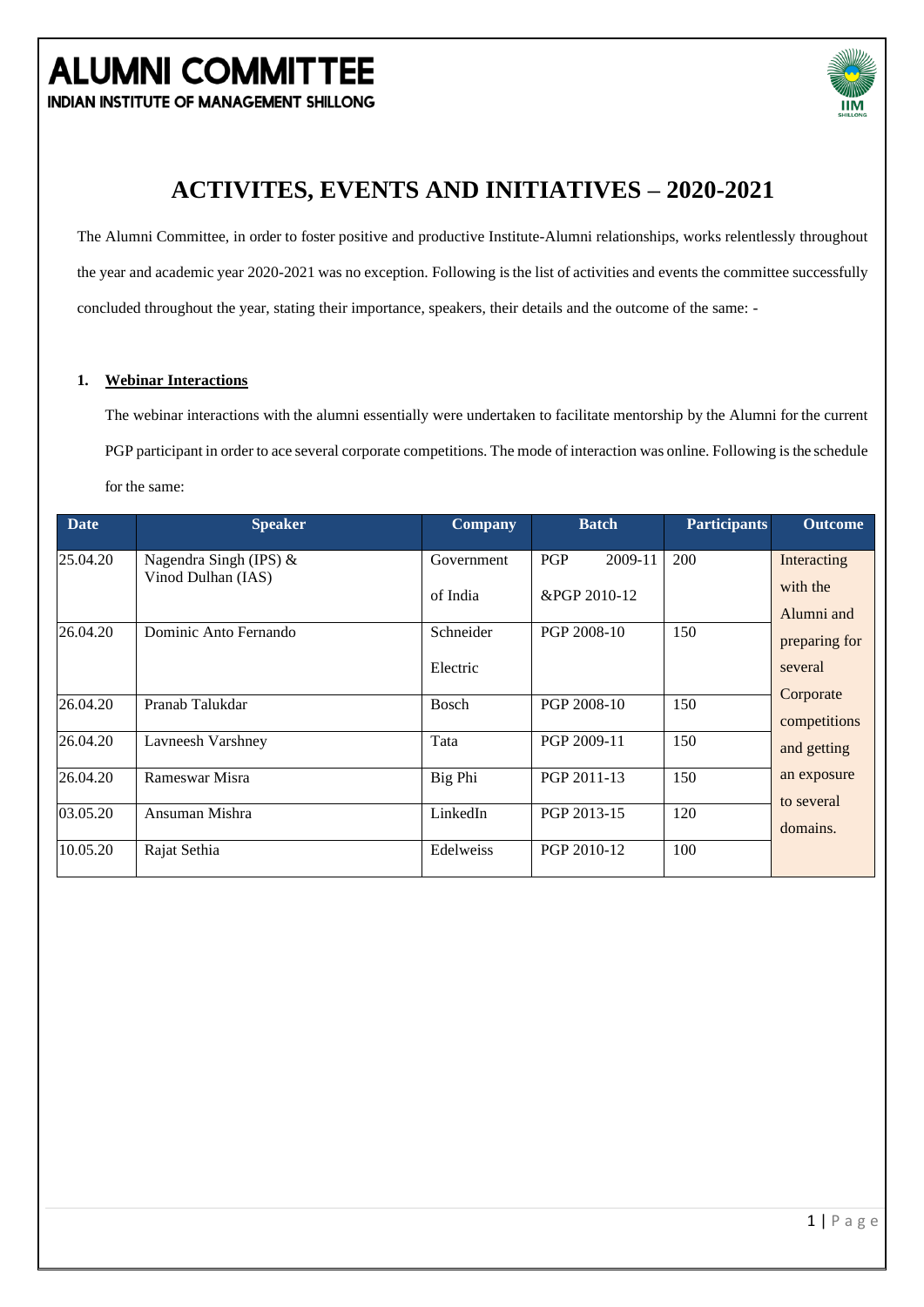# ALUMNI COMMITTEE

**INDIAN INSTITUTE OF MANAGEMENT SHILLONG**

## ACTIVITES, EVENTS AND INITIATIVES – 2020-2021

The Alumni Committee, in order to foster positive and productive Institute-Alumni relationships, works relentlessly throughout the year and academic year 2020-2021 was no exception. Following is the list of activities and events the committee successfully concluded throughout the year, stating their importance, speakers, their details and the outcome of the same: -

### 1. Webinar Interactions

The webinar interactions with the alumni essentially were undertaken to facilitate mentorship by the Alumni for the current PGP participant in order to ace several corporate competitions. The mode of interaction was online. Following is the schedule for the same:

| Date | Speaker | Company | Batch | Participants | Outcome |
|---|---|---|---|---|---|
| 25.04.20 | Nagendra Singh (IPS) & Vinod Dulhan (IAS) | Government of India | PGP 2009-11 &PGP 2010-12 | 200 | Interacting with the Alumni and preparing for several Corporate competitions and getting an exposure to several domains. |
| 26.04.20 | Dominic Anto Fernando | Schneider Electric | PGP 2008-10 | 150 | |
| 26.04.20 | Pranab Talukdar | Bosch | PGP 2008-10 | 150 | |
| 26.04.20 | Lavneesh Varshney | Tata | PGP 2009-11 | 150 | |
| 26.04.20 | Rameswar Misra | Big Phi | PGP 2011-13 | 150 | |
| 03.05.20 | Ansuman Mishra | LinkedIn | PGP 2013-15 | 120 | |
| 10.05.20 | Rajat Sethia | Edelweiss | PGP 2010-12 | 100 | |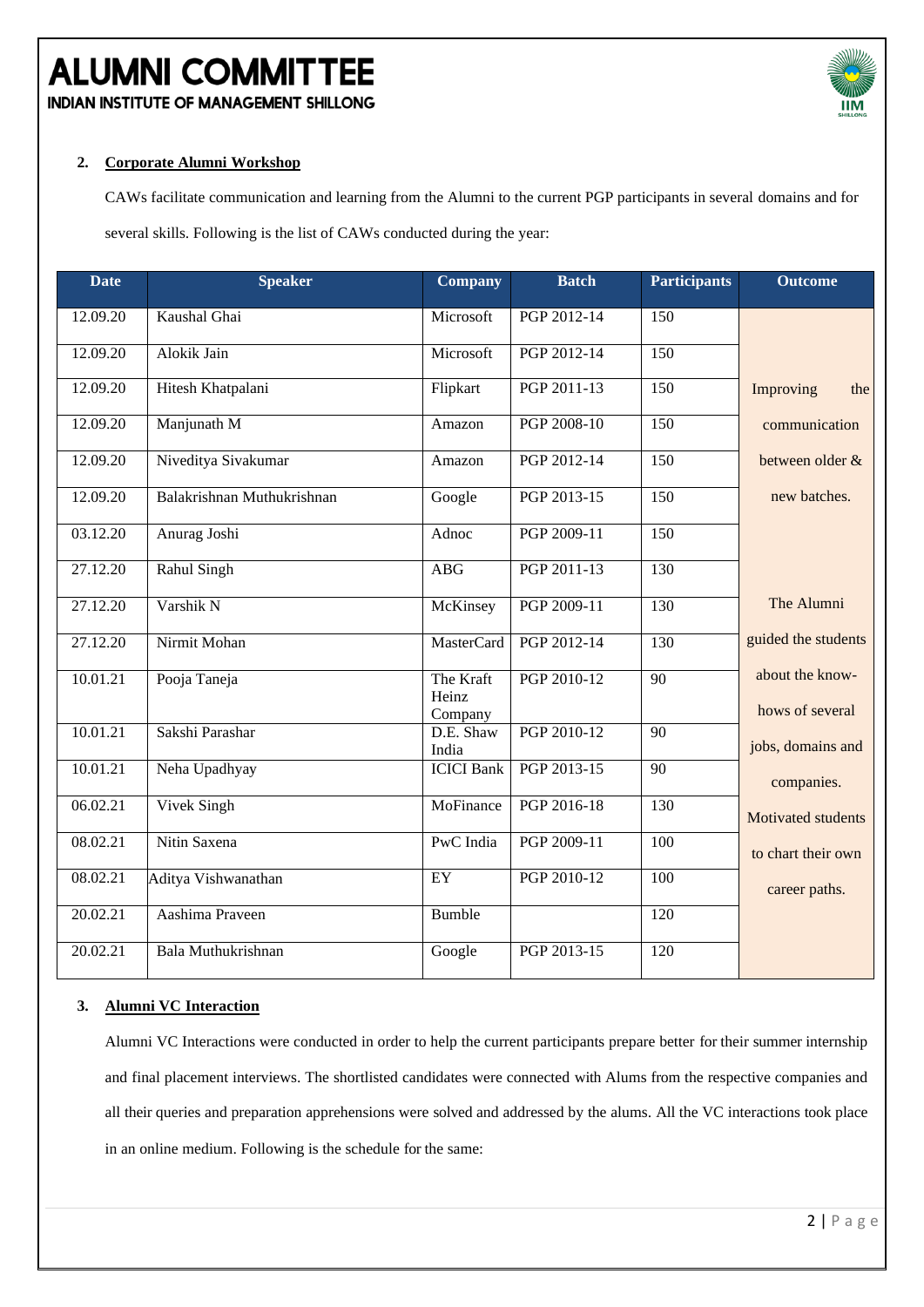2. **Corporate Alumni Workshop**

CAWs facilitate communication and learning from the Alumni to the current PGP participants in several domains and for several skills. Following is the list of CAWs conducted during the year:

| Date | Speaker | Company | Batch | Participants | Outcome |
|---|---|---|---|---|---|
| 12.09.20 | Kaushal Ghai | Microsoft | PGP 2012-14 | 150 | Improving the communication between older & new batches. |
| 12.09.20 | Alokik Jain | Microsoft | PGP 2012-14 | 150 | |
| 12.09.20 | Hitesh Khatpalani | Flipkart | PGP 2011-13 | 150 | |
| 12.09.20 | Manjunath M | Amazon | PGP 2008-10 | 150 | |
| 12.09.20 | Niveditya Sivakumar | Amazon | PGP 2012-14 | 150 | |
| 12.09.20 | Balakrishnan Muthukrishnan | Google | PGP 2013-15 | 150 | |
| 03.12.20 | Anurag Joshi | Adnoc | PGP 2009-11 | 150 | |
| 27.12.20 | Rahul Singh | ABG | PGP 2011-13 | 130 | The Alumni guided the students about the know-hows of several jobs, domains and companies. Motivated students to chart their own career paths. |
| 27.12.20 | Varshik N | McKinsey | PGP 2009-11 | 130 | |
| 27.12.20 | Nirmit Mohan | MasterCard | PGP 2012-14 | 130 | |
| 10.01.21 | Pooja Taneja | The Kraft Heinz Company | PGP 2010-12 | 90 | |
| 10.01.21 | Sakshi Parashar | D.E. Shaw India | PGP 2010-12 | 90 | |
| 10.01.21 | Neha Upadhyay | ICICI Bank | PGP 2013-15 | 90 | |
| 06.02.21 | Vivek Singh | MoFinance | PGP 2016-18 | 130 | |
| 08.02.21 | Nitin Saxena | PwC India | PGP 2009-11 | 100 | |
| 08.02.21 | Aditya Vishwanathan | EY | PGP 2010-12 | 100 | |
| 20.02.21 | Aashima Praveen | Bumble | | 120 | |
| 20.02.21 | Bala Muthukrishnan | Google | PGP 2013-15 | 120 | |

3. **Alumni VC Interaction**

Alumni VC Interactions were conducted in order to help the current participants prepare better for their summer internship and final placement interviews. The shortlisted candidates were connected with Alums from the respective companies and all their queries and preparation apprehensions were solved and addressed by the alums. All the VC interactions took place in an online medium. Following is the schedule for the same: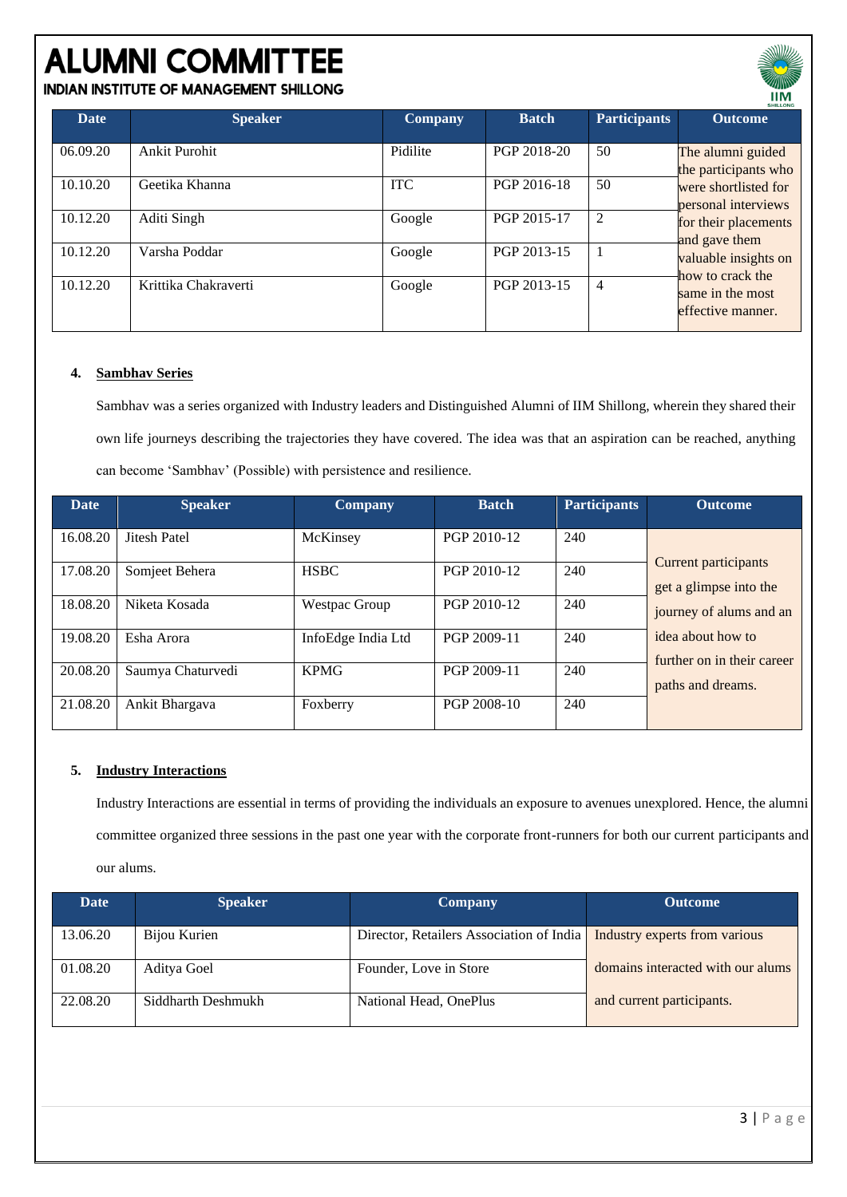# ALUMNI COMMITTEE

## INDIAN INSTITUTE OF MANAGEMENT SHILLONG

| Date | Speaker | Company | Batch | Participants | Outcome |
|---|---|---|---|---|---|
| 06.09.20 | Ankit Purohit | Pidilite | PGP 2018-20 | 50 | The alumni guided the participants who were shortlisted for personal interviews for their placements and gave them valuable insights on how to crack the same in the most effective manner. |
| 10.10.20 | Geetika Khanna | ITC | PGP 2016-18 | 50 | |
| 10.12.20 | Aditi Singh | Google | PGP 2015-17 | 2 | |
| 10.12.20 | Varsha Poddar | Google | PGP 2013-15 | 1 | |
| 10.12.20 | Krittika Chakraverti | Google | PGP 2013-15 | 4 | |

4. **Sambhav Series**

Sambhav was a series organized with Industry leaders and Distinguished Alumni of IIM Shillong, wherein they shared their own life journeys describing the trajectories they have covered. The idea was that an aspiration can be reached, anything can become 'Sambhav' (Possible) with persistence and resilience.

| Date | Speaker | Company | Batch | Participants | Outcome |
|---|---|---|---|---|---|
| 16.08.20 | Jitesh Patel | McKinsey | PGP 2010-12 | 240 | Current participants get a glimpse into the journey of alums and an idea about how to further on in their career paths and dreams. |
| 17.08.20 | Somjeet Behera | HSBC | PGP 2010-12 | 240 | |
| 18.08.20 | Niketa Kosada | Westpac Group | PGP 2010-12 | 240 | |
| 19.08.20 | Esha Arora | InfoEdge India Ltd | PGP 2009-11 | 240 | |
| 20.08.20 | Saumya Chaturvedi | KPMG | PGP 2009-11 | 240 | |
| 21.08.20 | Ankit Bhargava | Foxberry | PGP 2008-10 | 240 | |

5. **Industry Interactions**

Industry Interactions are essential in terms of providing the individuals an exposure to avenues unexplored. Hence, the alumni committee organized three sessions in the past one year with the corporate front-runners for both our current participants and our alums.

| Date | Speaker | Company | Outcome |
|---|---|---|---|
| 13.06.20 | Bijou Kurien | Director, Retailers Association of India | Industry experts from various domains interacted with our alums and current participants. |
| 01.08.20 | Aditya Goel | Founder, Love in Store | |
| 22.08.20 | Siddharth Deshmukh | National Head, OnePlus | |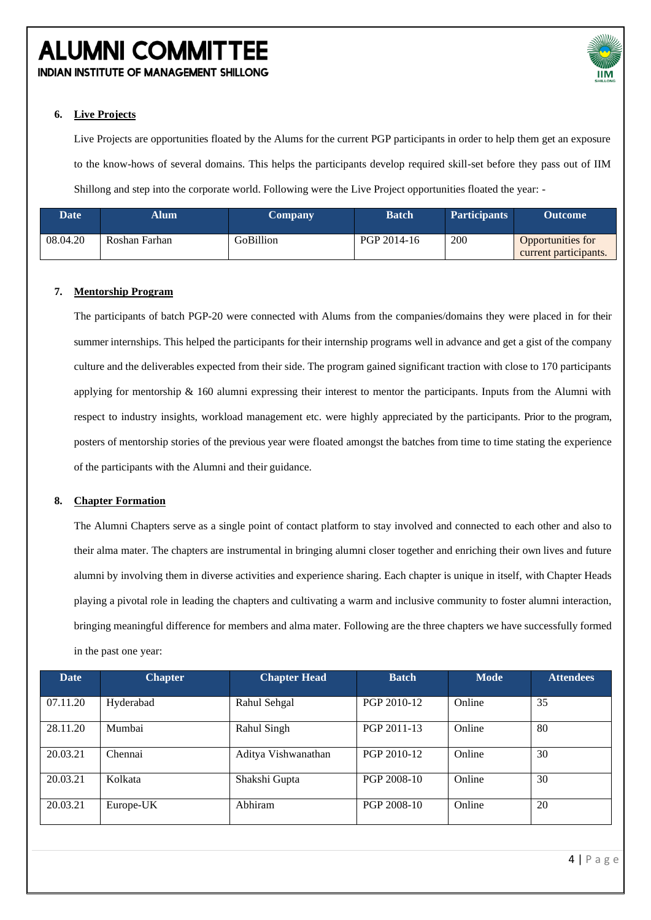6. **Live Projects**

Live Projects are opportunities floated by the Alums for the current PGP participants in order to help them get an exposure to the know-hows of several domains. This helps the participants develop required skill-set before they pass out of IIM Shillong and step into the corporate world. Following were the Live Project opportunities floated the year: -

| Date | Alum | Company | Batch | Participants | Outcome |
|---|---|---|---|---|---|
| 08.04.20 | Roshan Farhan | GoBillion | PGP 2014-16 | 200 | Opportunities for current participants. |

7. **Mentorship Program**

The participants of batch PGP-20 were connected with Alums from the companies/domains they were placed in for their summer internships. This helped the participants for their internship programs well in advance and get a gist of the company culture and the deliverables expected from their side. The program gained significant traction with close to 170 participants applying for mentorship & 160 alumni expressing their interest to mentor the participants. Inputs from the Alumni with respect to industry insights, workload management etc. were highly appreciated by the participants. Prior to the program, posters of mentorship stories of the previous year were floated amongst the batches from time to time stating the experience of the participants with the Alumni and their guidance.

8. **Chapter Formation**

The Alumni Chapters serve as a single point of contact platform to stay involved and connected to each other and also to their alma mater. The chapters are instrumental in bringing alumni closer together and enriching their own lives and future alumni by involving them in diverse activities and experience sharing. Each chapter is unique in itself, with Chapter Heads playing a pivotal role in leading the chapters and cultivating a warm and inclusive community to foster alumni interaction, bringing meaningful difference for members and alma mater. Following are the three chapters we have successfully formed in the past one year:

| Date | Chapter | Chapter Head | Batch | Mode | Attendees |
|---|---|---|---|---|---|
| 07.11.20 | Hyderabad | Rahul Sehgal | PGP 2010-12 | Online | 35 |
| 28.11.20 | Mumbai | Rahul Singh | PGP 2011-13 | Online | 80 |
| 20.03.21 | Chennai | Aditya Vishwanathan | PGP 2010-12 | Online | 30 |
| 20.03.21 | Kolkata | Shakshi Gupta | PGP 2008-10 | Online | 30 |
| 20.03.21 | Europe-UK | Abhiram | PGP 2008-10 | Online | 20 |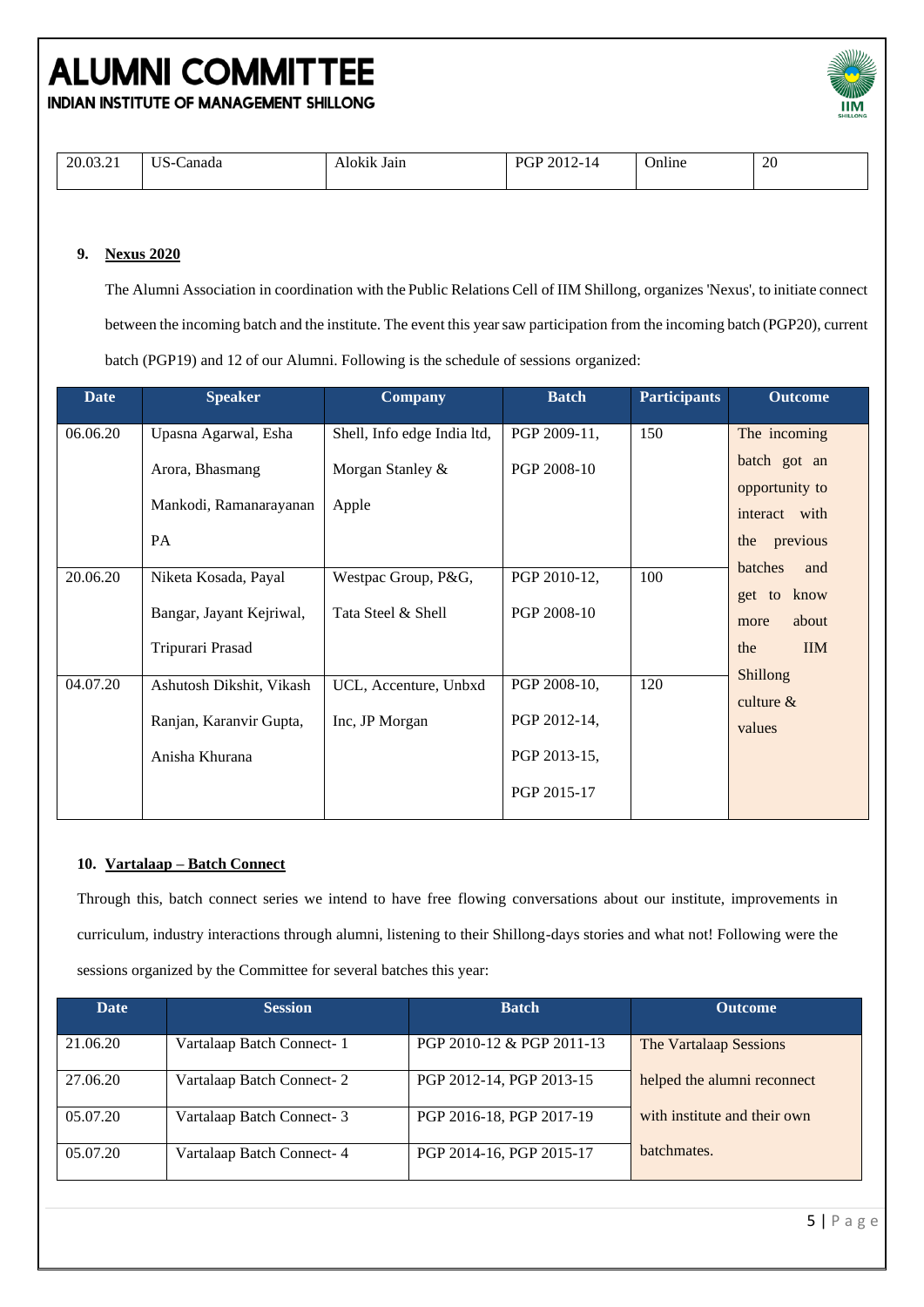| 20.03.21 | US-Canada | Alokik Jain | PGP 2012-14 | Online | 20 |
|---|---|---|---|---|---|

**9. Nexus 2020**

The Alumni Association in coordination with the Public Relations Cell of IIM Shillong, organizes 'Nexus', to initiate connect between the incoming batch and the institute. The event this year saw participation from the incoming batch (PGP20), current batch (PGP19) and 12 of our Alumni. Following is the schedule of sessions organized:

| Date | Speaker | Company | Batch | Participants | Outcome |
|---|---|---|---|---|---|
| 06.06.20 | Upasna Agarwal, Esha Arora, Bhasmang Mankodi, Ramanarayanan PA | Shell, Info edge India ltd, Morgan Stanley & Apple | PGP 2009-11, PGP 2008-10 | 150 | The incoming batch got an opportunity to interact with the previous batches and get to know more about the IIM Shillong culture & values |
| 20.06.20 | Niketa Kosada, Payal Bangar, Jayant Kejriwal, Tripurari Prasad | Westpac Group, P&G, Tata Steel & Shell | PGP 2010-12, PGP 2008-10 | 100 | |
| 04.07.20 | Ashutosh Dikshit, Vikash Ranjan, Karanvir Gupta, Anisha Khurana | UCL, Accenture, Unbxd Inc, JP Morgan | PGP 2008-10, PGP 2012-14, PGP 2013-15, PGP 2015-17 | 120 | |

**10. Vartalaap – Batch Connect**

Through this, batch connect series we intend to have free flowing conversations about our institute, improvements in curriculum, industry interactions through alumni, listening to their Shillong-days stories and what not! Following were the sessions organized by the Committee for several batches this year:

| Date | Session | Batch | Outcome |
|---|---|---|---|
| 21.06.20 | Vartalaap Batch Connect- 1 | PGP 2010-12 & PGP 2011-13 | The Vartalaap Sessions helped the alumni reconnect with institute and their own batchmates. |
| 27.06.20 | Vartalaap Batch Connect- 2 | PGP 2012-14, PGP 2013-15 | |
| 05.07.20 | Vartalaap Batch Connect- 3 | PGP 2016-18, PGP 2017-19 | |
| 05.07.20 | Vartalaap Batch Connect- 4 | PGP 2014-16, PGP 2015-17 | |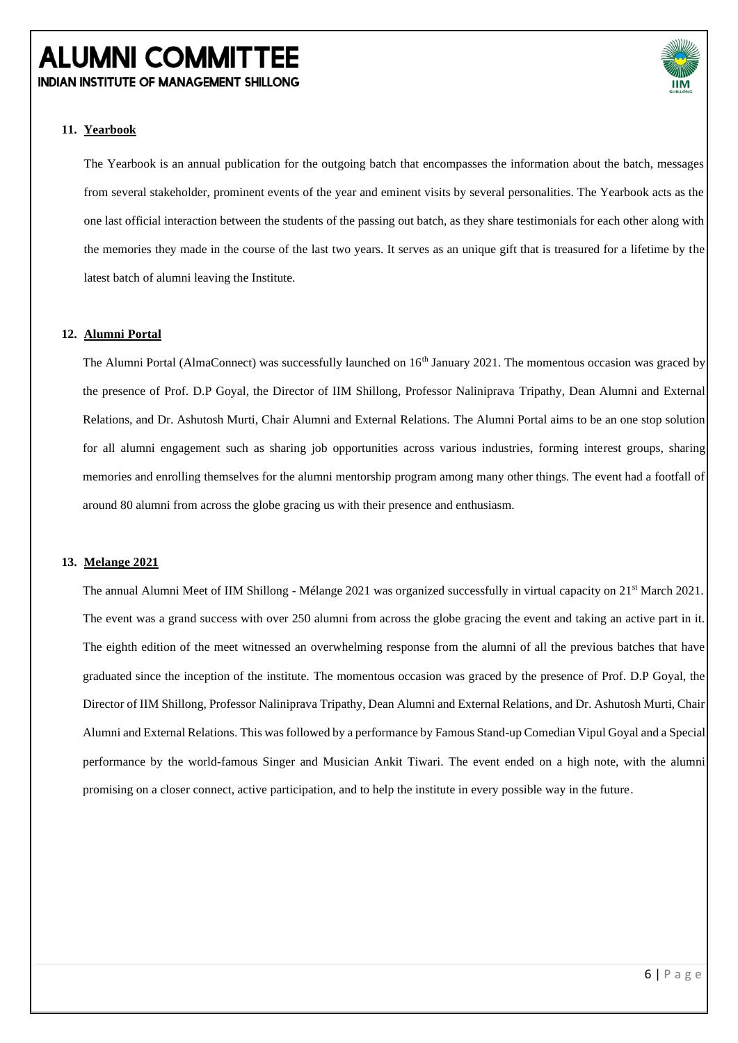### 11. Yearbook

The Yearbook is an annual publication for the outgoing batch that encompasses the information about the batch, messages from several stakeholder, prominent events of the year and eminent visits by several personalities. The Yearbook acts as the one last official interaction between the students of the passing out batch, as they share testimonials for each other along with the memories they made in the course of the last two years. It serves as an unique gift that is treasured for a lifetime by the latest batch of alumni leaving the Institute.

### 12. Alumni Portal

The Alumni Portal (AlmaConnect) was successfully launched on 16th January 2021. The momentous occasion was graced by the presence of Prof. D.P Goyal, the Director of IIM Shillong, Professor Naliniprava Tripathy, Dean Alumni and External Relations, and Dr. Ashutosh Murti, Chair Alumni and External Relations. The Alumni Portal aims to be an one stop solution for all alumni engagement such as sharing job opportunities across various industries, forming interest groups, sharing memories and enrolling themselves for the alumni mentorship program among many other things. The event had a footfall of around 80 alumni from across the globe gracing us with their presence and enthusiasm.

### 13. Melange 2021

The annual Alumni Meet of IIM Shillong - Mélange 2021 was organized successfully in virtual capacity on 21st March 2021. The event was a grand success with over 250 alumni from across the globe gracing the event and taking an active part in it. The eighth edition of the meet witnessed an overwhelming response from the alumni of all the previous batches that have graduated since the inception of the institute. The momentous occasion was graced by the presence of Prof. D.P Goyal, the Director of IIM Shillong, Professor Naliniprava Tripathy, Dean Alumni and External Relations, and Dr. Ashutosh Murti, Chair Alumni and External Relations. This was followed by a performance by Famous Stand-up Comedian Vipul Goyal and a Special performance by the world-famous Singer and Musician Ankit Tiwari. The event ended on a high note, with the alumni promising on a closer connect, active participation, and to help the institute in every possible way in the future.